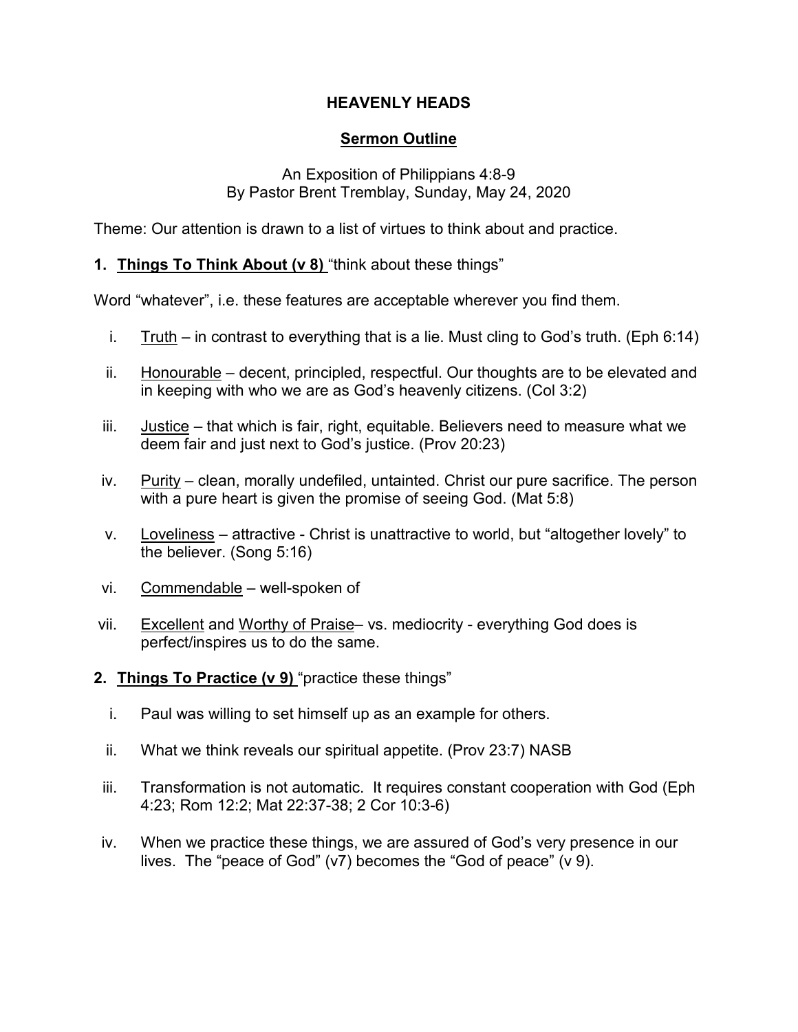# HEAVENLY HEADS

## <u>Sermon Outline</u>

An Exposition of Philippians 4:8-9
By Pastor Brent Tremblay, Sunday, May 24, 2020

Theme: Our attention is drawn to a list of virtues to think about and practice.

**1. <u>Things To Think About (v 8)</u>** "think about these things"

Word "whatever", i.e. these features are acceptable wherever you find them.

i. <u>Truth</u> – in contrast to everything that is a lie. Must cling to God's truth. (Eph 6:14)

ii. <u>Honourable</u> – decent, principled, respectful. Our thoughts are to be elevated and in keeping with who we are as God's heavenly citizens. (Col 3:2)

iii. <u>Justice</u> – that which is fair, right, equitable. Believers need to measure what we deem fair and just next to God's justice. (Prov 20:23)

iv. <u>Purity</u> – clean, morally undefiled, untainted. Christ our pure sacrifice. The person with a pure heart is given the promise of seeing God. (Mat 5:8)

v. <u>Loveliness</u> – attractive - Christ is unattractive to world, but "altogether lovely" to the believer. (Song 5:16)

vi. <u>Commendable</u> – well-spoken of

vii. <u>Excellent</u> and <u>Worthy of Praise</u>– vs. mediocrity - everything God does is perfect/inspires us to do the same.

**2. <u>Things To Practice (v 9)</u>** "practice these things"

i. Paul was willing to set himself up as an example for others.

ii. What we think reveals our spiritual appetite. (Prov 23:7) NASB

iii. Transformation is not automatic. It requires constant cooperation with God (Eph 4:23; Rom 12:2; Mat 22:37-38; 2 Cor 10:3-6)

iv. When we practice these things, we are assured of God's very presence in our lives. The "peace of God" (v7) becomes the "God of peace" (v 9).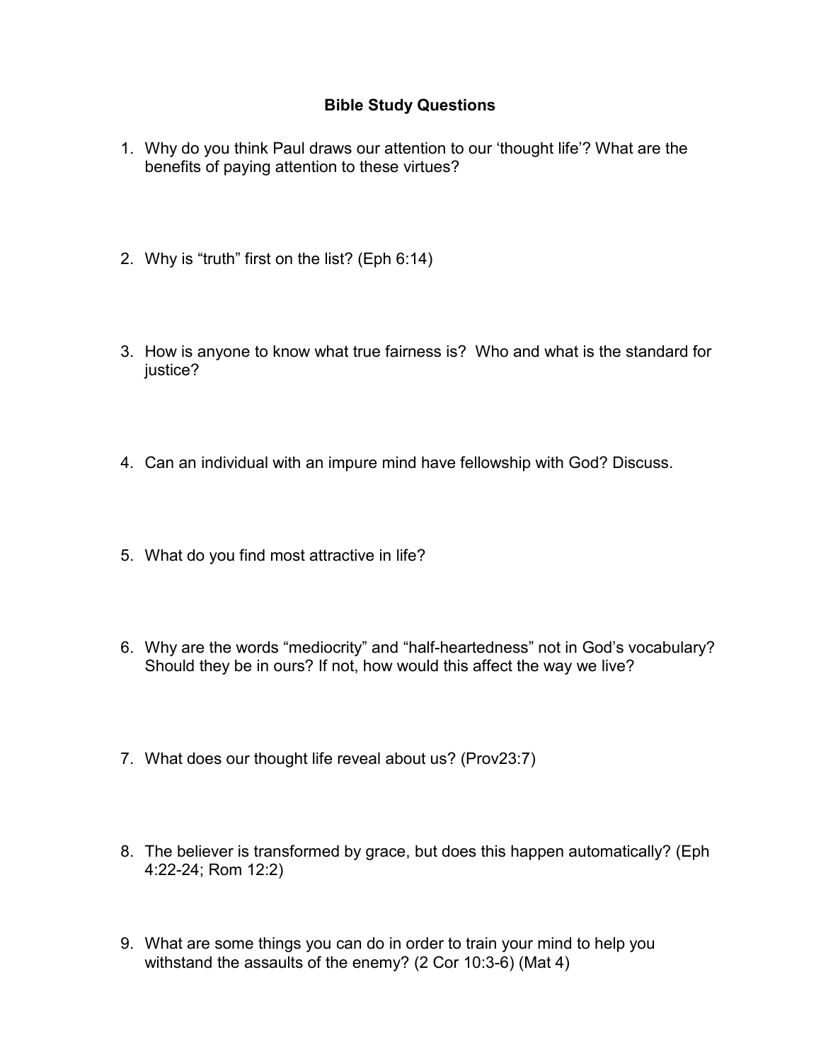# Bible Study Questions

1. Why do you think Paul draws our attention to our 'thought life'? What are the benefits of paying attention to these virtues?

2. Why is "truth" first on the list? (Eph 6:14)

3. How is anyone to know what true fairness is? Who and what is the standard for justice?

4. Can an individual with an impure mind have fellowship with God? Discuss.

5. What do you find most attractive in life?

6. Why are the words "mediocrity" and "half-heartedness" not in God's vocabulary? Should they be in ours? If not, how would this affect the way we live?

7. What does our thought life reveal about us? (Prov23:7)

8. The believer is transformed by grace, but does this happen automatically? (Eph 4:22-24; Rom 12:2)

9. What are some things you can do in order to train your mind to help you withstand the assaults of the enemy? (2 Cor 10:3-6) (Mat 4)